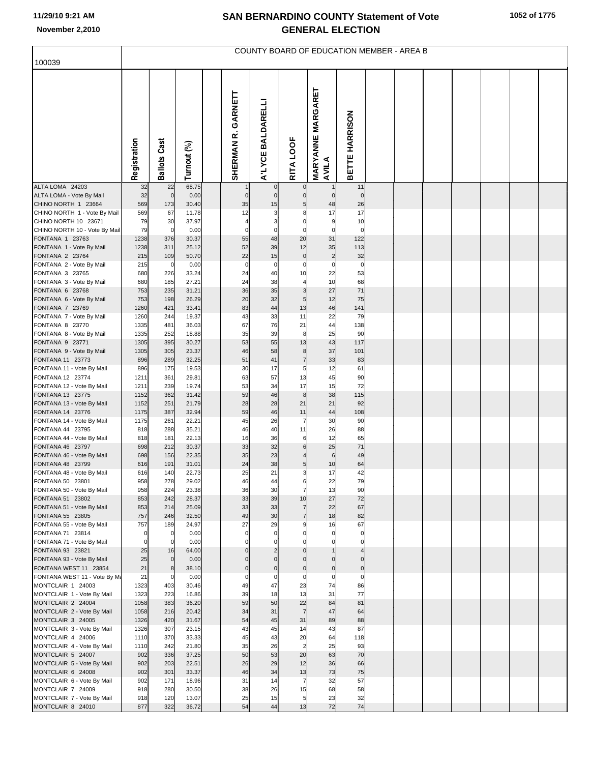# SAN BERNARDINO COUNTY Statement of Vote
## GENERAL ELECTION

11/29/10 9:21 AM
November 2,2010

100039

COUNTY BOARD OF EDUCATION MEMBER - AREA B

| | Registration | Ballots Cast | Turnout (%) | SHERMAN R. GARNETT | A'LYCE BALDARELLI | RITA LOOF | MARYANNE MARGARET AVILA | BETTE HARRISON |
|---|---|---|---|---|---|---|---|---|
| ALTA LOMA 24203 | 32 | 22 | 68.75 | 1 | 0 | 0 | 1 | 11 |
| ALTA LOMA - Vote By Mail | 32 | 0 | 0.00 | 0 | 0 | 0 | 0 | 0 |
| CHINO NORTH 1 23664 | 569 | 173 | 30.40 | 35 | 15 | 5 | 48 | 26 |
| CHINO NORTH 1 - Vote By Mail | 569 | 67 | 11.78 | 12 | 3 | 8 | 17 | 17 |
| CHINO NORTH 10 23671 | 79 | 30 | 37.97 | 4 | 3 | 0 | 9 | 10 |
| CHINO NORTH 10 - Vote By Mail | 79 | 0 | 0.00 | 0 | 0 | 0 | 0 | 0 |
| FONTANA 1 23763 | 1238 | 376 | 30.37 | 55 | 48 | 20 | 31 | 122 |
| FONTANA 1 - Vote By Mail | 1238 | 311 | 25.12 | 52 | 39 | 12 | 35 | 113 |
| FONTANA 2 23764 | 215 | 109 | 50.70 | 22 | 15 | 0 | 2 | 32 |
| FONTANA 2 - Vote By Mail | 215 | 0 | 0.00 | 0 | 0 | 0 | 0 | 0 |
| FONTANA 3 23765 | 680 | 226 | 33.24 | 24 | 40 | 10 | 22 | 53 |
| FONTANA 3 - Vote By Mail | 680 | 185 | 27.21 | 24 | 38 | 4 | 10 | 68 |
| FONTANA 6 23768 | 753 | 235 | 31.21 | 36 | 35 | 3 | 27 | 71 |
| FONTANA 6 - Vote By Mail | 753 | 198 | 26.29 | 20 | 32 | 5 | 12 | 75 |
| FONTANA 7 23769 | 1260 | 421 | 33.41 | 83 | 44 | 13 | 46 | 141 |
| FONTANA 7 - Vote By Mail | 1260 | 244 | 19.37 | 43 | 33 | 11 | 22 | 79 |
| FONTANA 8 23770 | 1335 | 481 | 36.03 | 67 | 76 | 21 | 44 | 138 |
| FONTANA 8 - Vote By Mail | 1335 | 252 | 18.88 | 35 | 39 | 8 | 25 | 90 |
| FONTANA 9 23771 | 1305 | 395 | 30.27 | 53 | 55 | 13 | 43 | 117 |
| FONTANA 9 - Vote By Mail | 1305 | 305 | 23.37 | 46 | 58 | 8 | 37 | 101 |
| FONTANA 11 23773 | 896 | 289 | 32.25 | 51 | 41 | 7 | 33 | 83 |
| FONTANA 11 - Vote By Mail | 896 | 175 | 19.53 | 30 | 17 | 5 | 12 | 61 |
| FONTANA 12 23774 | 1211 | 361 | 29.81 | 63 | 57 | 13 | 45 | 90 |
| FONTANA 12 - Vote By Mail | 1211 | 239 | 19.74 | 53 | 34 | 17 | 15 | 72 |
| FONTANA 13 23775 | 1152 | 362 | 31.42 | 59 | 46 | 8 | 38 | 115 |
| FONTANA 13 - Vote By Mail | 1152 | 251 | 21.79 | 28 | 28 | 21 | 21 | 92 |
| FONTANA 14 23776 | 1175 | 387 | 32.94 | 59 | 46 | 11 | 44 | 108 |
| FONTANA 14 - Vote By Mail | 1175 | 261 | 22.21 | 45 | 26 | 7 | 30 | 90 |
| FONTANA 44 23795 | 818 | 288 | 35.21 | 46 | 40 | 11 | 26 | 88 |
| FONTANA 44 - Vote By Mail | 818 | 181 | 22.13 | 16 | 36 | 6 | 12 | 65 |
| FONTANA 46 23797 | 698 | 212 | 30.37 | 33 | 32 | 6 | 25 | 71 |
| FONTANA 46 - Vote By Mail | 698 | 156 | 22.35 | 35 | 23 | 4 | 6 | 49 |
| FONTANA 48 23799 | 616 | 191 | 31.01 | 24 | 38 | 5 | 10 | 64 |
| FONTANA 48 - Vote By Mail | 616 | 140 | 22.73 | 25 | 21 | 3 | 17 | 42 |
| FONTANA 50 23801 | 958 | 278 | 29.02 | 46 | 44 | 6 | 22 | 79 |
| FONTANA 50 - Vote By Mail | 958 | 224 | 23.38 | 36 | 30 | 7 | 13 | 90 |
| FONTANA 51 23802 | 853 | 242 | 28.37 | 33 | 39 | 10 | 27 | 72 |
| FONTANA 51 - Vote By Mail | 853 | 214 | 25.09 | 33 | 33 | 7 | 22 | 67 |
| FONTANA 55 23805 | 757 | 246 | 32.50 | 49 | 30 | 7 | 18 | 82 |
| FONTANA 55 - Vote By Mail | 757 | 189 | 24.97 | 27 | 29 | 9 | 16 | 67 |
| FONTANA 71 23814 | 0 | 0 | 0.00 | 0 | 0 | 0 | 0 | 0 |
| FONTANA 71 - Vote By Mail | 0 | 0 | 0.00 | 0 | 0 | 0 | 0 | 0 |
| FONTANA 93 23821 | 25 | 16 | 64.00 | 0 | 2 | 0 | 1 | 4 |
| FONTANA 93 - Vote By Mail | 25 | 0 | 0.00 | 0 | 0 | 0 | 0 | 0 |
| FONTANA WEST 11 23854 | 21 | 8 | 38.10 | 0 | 0 | 0 | 0 | 0 |
| FONTANA WEST 11 - Vote By Ma | 21 | 0 | 0.00 | 0 | 0 | 0 | 0 | 0 |
| MONTCLAIR 1 24003 | 1323 | 403 | 30.46 | 49 | 47 | 23 | 74 | 86 |
| MONTCLAIR 1 - Vote By Mail | 1323 | 223 | 16.86 | 39 | 18 | 13 | 31 | 77 |
| MONTCLAIR 2 24004 | 1058 | 383 | 36.20 | 59 | 50 | 22 | 84 | 81 |
| MONTCLAIR 2 - Vote By Mail | 1058 | 216 | 20.42 | 34 | 31 | 7 | 47 | 64 |
| MONTCLAIR 3 24005 | 1326 | 420 | 31.67 | 54 | 45 | 31 | 89 | 88 |
| MONTCLAIR 3 - Vote By Mail | 1326 | 307 | 23.15 | 43 | 45 | 14 | 43 | 87 |
| MONTCLAIR 4 24006 | 1110 | 370 | 33.33 | 45 | 43 | 20 | 64 | 118 |
| MONTCLAIR 4 - Vote By Mail | 1110 | 242 | 21.80 | 35 | 26 | 2 | 25 | 93 |
| MONTCLAIR 5 24007 | 902 | 336 | 37.25 | 50 | 53 | 20 | 63 | 70 |
| MONTCLAIR 5 - Vote By Mail | 902 | 203 | 22.51 | 26 | 29 | 12 | 36 | 66 |
| MONTCLAIR 6 24008 | 902 | 301 | 33.37 | 46 | 34 | 13 | 73 | 75 |
| MONTCLAIR 6 - Vote By Mail | 902 | 171 | 18.96 | 31 | 14 | 7 | 32 | 57 |
| MONTCLAIR 7 24009 | 918 | 280 | 30.50 | 38 | 26 | 15 | 68 | 58 |
| MONTCLAIR 7 - Vote By Mail | 918 | 120 | 13.07 | 25 | 15 | 5 | 23 | 32 |
| MONTCLAIR 8 24010 | 877 | 322 | 36.72 | 54 | 44 | 13 | 72 | 74 |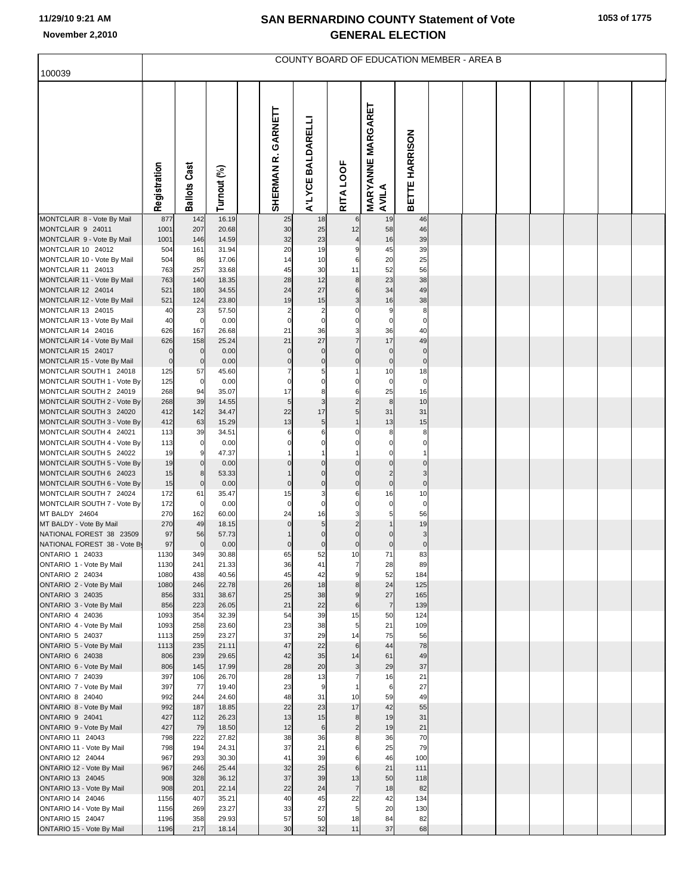# SAN BERNARDINO COUNTY Statement of Vote GENERAL ELECTION

11/29/10 9:21 AM
November 2,2010

## COUNTY BOARD OF EDUCATION MEMBER - AREA B

100039

| | Registration | Ballots Cast | Turnout (%) | SHERMAN R. GARNETT | A'LYCE BALDARELLI | RITA LOOF | MARYANNE MARGARET AVILA | BETTE HARRISON |
|---|---|---|---|---|---|---|---|---|
| MONTCLAIR 8 - Vote By Mail | 877 | 142 | 16.19 | 25 | 18 | 6 | 19 | 46 |
| MONTCLAIR 9 24011 | 1001 | 207 | 20.68 | 30 | 25 | 12 | 58 | 46 |
| MONTCLAIR 9 - Vote By Mail | 1001 | 146 | 14.59 | 32 | 23 | 4 | 16 | 39 |
| MONTCLAIR 10 24012 | 504 | 161 | 31.94 | 20 | 19 | 9 | 45 | 39 |
| MONTCLAIR 10 - Vote By Mail | 504 | 86 | 17.06 | 14 | 10 | 6 | 20 | 25 |
| MONTCLAIR 11 24013 | 763 | 257 | 33.68 | 45 | 30 | 11 | 52 | 56 |
| MONTCLAIR 11 - Vote By Mail | 763 | 140 | 18.35 | 28 | 12 | 8 | 23 | 38 |
| MONTCLAIR 12 24014 | 521 | 180 | 34.55 | 24 | 27 | 6 | 34 | 49 |
| MONTCLAIR 12 - Vote By Mail | 521 | 124 | 23.80 | 19 | 15 | 3 | 16 | 38 |
| MONTCLAIR 13 24015 | 40 | 23 | 57.50 | 2 | 2 | 0 | 9 | 8 |
| MONTCLAIR 13 - Vote By Mail | 40 | 0 | 0.00 | 0 | 0 | 0 | 0 | 0 |
| MONTCLAIR 14 24016 | 626 | 167 | 26.68 | 21 | 36 | 3 | 36 | 40 |
| MONTCLAIR 14 - Vote By Mail | 626 | 158 | 25.24 | 21 | 27 | 7 | 17 | 49 |
| MONTCLAIR 15 24017 | 0 | 0 | 0.00 | 0 | 0 | 0 | 0 | 0 |
| MONTCLAIR 15 - Vote By Mail | 0 | 0 | 0.00 | 0 | 0 | 0 | 0 | 0 |
| MONTCLAIR SOUTH 1 24018 | 125 | 57 | 45.60 | 7 | 5 | 1 | 10 | 18 |
| MONTCLAIR SOUTH 1 - Vote By | 125 | 0 | 0.00 | 0 | 0 | 0 | 0 | 0 |
| MONTCLAIR SOUTH 2 24019 | 268 | 94 | 35.07 | 17 | 8 | 6 | 25 | 16 |
| MONTCLAIR SOUTH 2 - Vote By | 268 | 39 | 14.55 | 5 | 3 | 2 | 8 | 10 |
| MONTCLAIR SOUTH 3 24020 | 412 | 142 | 34.47 | 22 | 17 | 5 | 31 | 31 |
| MONTCLAIR SOUTH 3 - Vote By | 412 | 63 | 15.29 | 13 | 5 | 1 | 13 | 15 |
| MONTCLAIR SOUTH 4 24021 | 113 | 39 | 34.51 | 6 | 6 | 0 | 8 | 8 |
| MONTCLAIR SOUTH 4 - Vote By | 113 | 0 | 0.00 | 0 | 0 | 0 | 0 | 0 |
| MONTCLAIR SOUTH 5 24022 | 19 | 9 | 47.37 | 1 | 1 | 1 | 0 | 1 |
| MONTCLAIR SOUTH 5 - Vote By | 19 | 0 | 0.00 | 0 | 0 | 0 | 0 | 0 |
| MONTCLAIR SOUTH 6 24023 | 15 | 8 | 53.33 | 1 | 0 | 0 | 2 | 3 |
| MONTCLAIR SOUTH 6 - Vote By | 15 | 0 | 0.00 | 0 | 0 | 0 | 0 | 0 |
| MONTCLAIR SOUTH 7 24024 | 172 | 61 | 35.47 | 15 | 3 | 6 | 16 | 10 |
| MONTCLAIR SOUTH 7 - Vote By | 172 | 0 | 0.00 | 0 | 0 | 0 | 0 | 0 |
| MT BALDY 24604 | 270 | 162 | 60.00 | 24 | 16 | 3 | 5 | 56 |
| MT BALDY - Vote By Mail | 270 | 49 | 18.15 | 0 | 5 | 2 | 1 | 19 |
| NATIONAL FOREST 38 23509 | 97 | 56 | 57.73 | 1 | 0 | 0 | 0 | 3 |
| NATIONAL FOREST 38 - Vote By | 97 | 0 | 0.00 | 0 | 0 | 0 | 0 | 0 |
| ONTARIO 1 24033 | 1130 | 349 | 30.88 | 65 | 52 | 10 | 71 | 83 |
| ONTARIO 1 - Vote By Mail | 1130 | 241 | 21.33 | 36 | 41 | 7 | 28 | 89 |
| ONTARIO 2 24034 | 1080 | 438 | 40.56 | 45 | 42 | 9 | 52 | 184 |
| ONTARIO 2 - Vote By Mail | 1080 | 246 | 22.78 | 26 | 18 | 8 | 24 | 125 |
| ONTARIO 3 24035 | 856 | 331 | 38.67 | 25 | 38 | 9 | 27 | 165 |
| ONTARIO 3 - Vote By Mail | 856 | 223 | 26.05 | 21 | 22 | 6 | 7 | 139 |
| ONTARIO 4 24036 | 1093 | 354 | 32.39 | 54 | 39 | 15 | 50 | 124 |
| ONTARIO 4 - Vote By Mail | 1093 | 258 | 23.60 | 23 | 38 | 5 | 21 | 109 |
| ONTARIO 5 24037 | 1113 | 259 | 23.27 | 37 | 29 | 14 | 75 | 56 |
| ONTARIO 5 - Vote By Mail | 1113 | 235 | 21.11 | 47 | 22 | 6 | 44 | 78 |
| ONTARIO 6 24038 | 806 | 239 | 29.65 | 42 | 35 | 14 | 61 | 49 |
| ONTARIO 6 - Vote By Mail | 806 | 145 | 17.99 | 28 | 20 | 3 | 29 | 37 |
| ONTARIO 7 24039 | 397 | 106 | 26.70 | 28 | 13 | 7 | 16 | 21 |
| ONTARIO 7 - Vote By Mail | 397 | 77 | 19.40 | 23 | 9 | 1 | 6 | 27 |
| ONTARIO 8 24040 | 992 | 244 | 24.60 | 48 | 31 | 10 | 59 | 49 |
| ONTARIO 8 - Vote By Mail | 992 | 187 | 18.85 | 22 | 23 | 17 | 42 | 55 |
| ONTARIO 9 24041 | 427 | 112 | 26.23 | 13 | 15 | 8 | 19 | 31 |
| ONTARIO 9 - Vote By Mail | 427 | 79 | 18.50 | 12 | 6 | 2 | 19 | 21 |
| ONTARIO 11 24043 | 798 | 222 | 27.82 | 38 | 36 | 8 | 36 | 70 |
| ONTARIO 11 - Vote By Mail | 798 | 194 | 24.31 | 37 | 21 | 6 | 25 | 79 |
| ONTARIO 12 24044 | 967 | 293 | 30.30 | 41 | 39 | 6 | 46 | 100 |
| ONTARIO 12 - Vote By Mail | 967 | 246 | 25.44 | 32 | 25 | 6 | 21 | 111 |
| ONTARIO 13 24045 | 908 | 328 | 36.12 | 37 | 39 | 13 | 50 | 118 |
| ONTARIO 13 - Vote By Mail | 908 | 201 | 22.14 | 22 | 24 | 7 | 18 | 82 |
| ONTARIO 14 24046 | 1156 | 407 | 35.21 | 40 | 45 | 22 | 42 | 134 |
| ONTARIO 14 - Vote By Mail | 1156 | 269 | 23.27 | 33 | 27 | 5 | 20 | 130 |
| ONTARIO 15 24047 | 1196 | 358 | 29.93 | 57 | 50 | 18 | 84 | 82 |
| ONTARIO 15 - Vote By Mail | 1196 | 217 | 18.14 | 30 | 32 | 11 | 37 | 68 |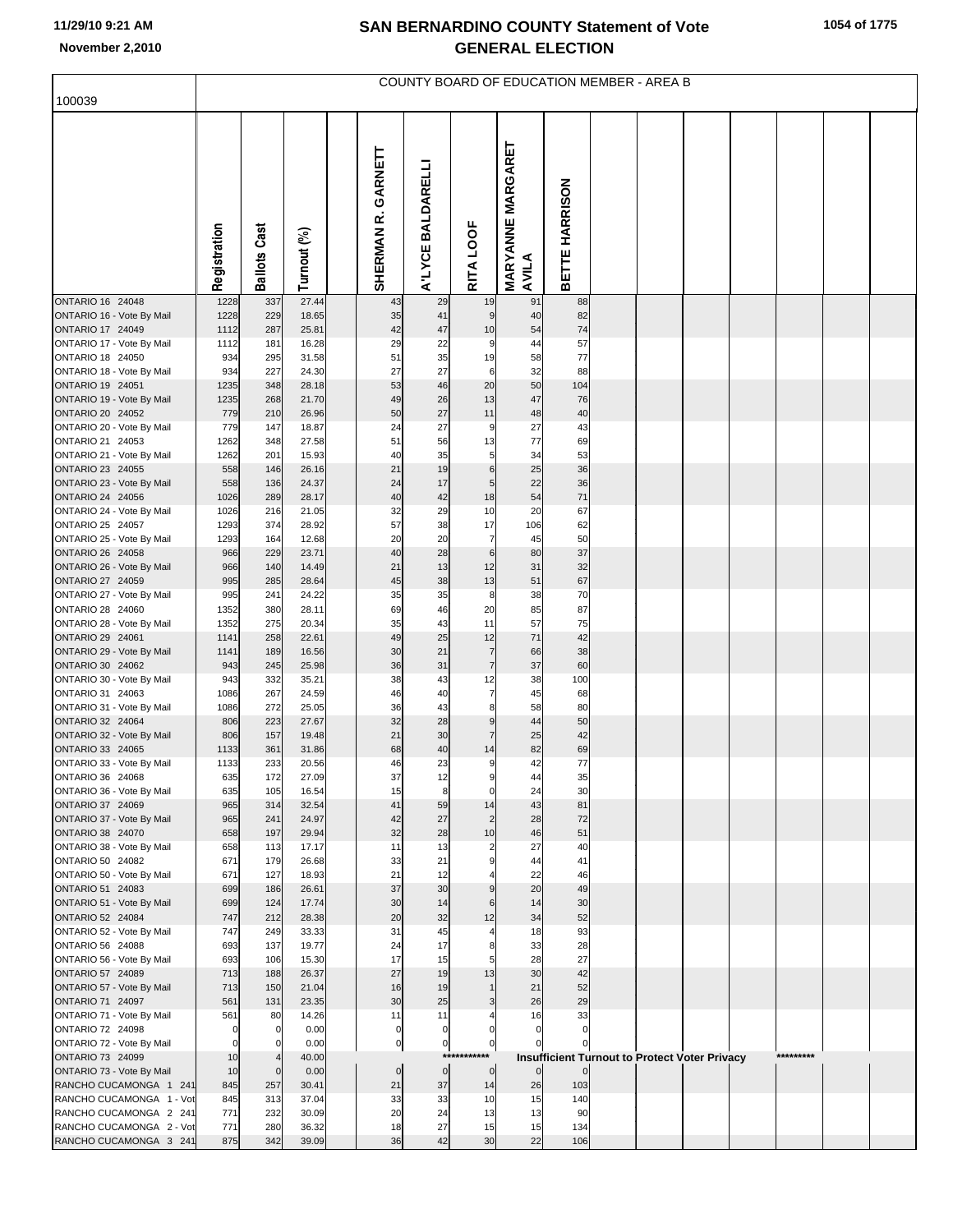# SAN BERNARDINO COUNTY Statement of Vote
## GENERAL ELECTION

11/29/10 9:21 AM
November 2,2010

100039

COUNTY BOARD OF EDUCATION MEMBER - AREA B

| | Registration | Ballots Cast | Turnout (%) | | SHERMAN R. GARNETT | A'LYCE BALDARELLI | RITA LOOF | MARYANNE MARGARET AVILA | BETTE HARRISON | | | | | | | |
|---|---|---|---|---|---|---|---|---|---|---|---|---|---|---|---|---|
| ONTARIO 16 24048 | 1228 | 337 | 27.44 | | 43 | 29 | 19 | 91 | 88 | | | | | | | |
| ONTARIO 16 - Vote By Mail | 1228 | 229 | 18.65 | | 35 | 41 | 9 | 40 | 82 | | | | | | | |
| ONTARIO 17 24049 | 1112 | 287 | 25.81 | | 42 | 47 | 10 | 54 | 74 | | | | | | | |
| ONTARIO 17 - Vote By Mail | 1112 | 181 | 16.28 | | 29 | 22 | 9 | 44 | 57 | | | | | | | |
| ONTARIO 18 24050 | 934 | 295 | 31.58 | | 51 | 35 | 19 | 58 | 77 | | | | | | | |
| ONTARIO 18 - Vote By Mail | 934 | 227 | 24.30 | | 27 | 27 | 6 | 32 | 88 | | | | | | | |
| ONTARIO 19 24051 | 1235 | 348 | 28.18 | | 53 | 46 | 20 | 50 | 104 | | | | | | | |
| ONTARIO 19 - Vote By Mail | 1235 | 268 | 21.70 | | 49 | 26 | 13 | 47 | 76 | | | | | | | |
| ONTARIO 20 24052 | 779 | 210 | 26.96 | | 50 | 27 | 11 | 48 | 40 | | | | | | | |
| ONTARIO 20 - Vote By Mail | 779 | 147 | 18.87 | | 24 | 27 | 9 | 27 | 43 | | | | | | | |
| ONTARIO 21 24053 | 1262 | 348 | 27.58 | | 51 | 56 | 13 | 77 | 69 | | | | | | | |
| ONTARIO 21 - Vote By Mail | 1262 | 201 | 15.93 | | 40 | 35 | 5 | 34 | 53 | | | | | | | |
| ONTARIO 23 24055 | 558 | 146 | 26.16 | | 21 | 19 | 6 | 25 | 36 | | | | | | | |
| ONTARIO 23 - Vote By Mail | 558 | 136 | 24.37 | | 24 | 17 | 5 | 22 | 36 | | | | | | | |
| ONTARIO 24 24056 | 1026 | 289 | 28.17 | | 40 | 42 | 18 | 54 | 71 | | | | | | | |
| ONTARIO 24 - Vote By Mail | 1026 | 216 | 21.05 | | 32 | 29 | 10 | 20 | 67 | | | | | | | |
| ONTARIO 25 24057 | 1293 | 374 | 28.92 | | 57 | 38 | 17 | 106 | 62 | | | | | | | |
| ONTARIO 25 - Vote By Mail | 1293 | 164 | 12.68 | | 20 | 20 | 7 | 45 | 50 | | | | | | | |
| ONTARIO 26 24058 | 966 | 229 | 23.71 | | 40 | 28 | 6 | 80 | 37 | | | | | | | |
| ONTARIO 26 - Vote By Mail | 966 | 140 | 14.49 | | 21 | 13 | 12 | 31 | 32 | | | | | | | |
| ONTARIO 27 24059 | 995 | 285 | 28.64 | | 45 | 38 | 13 | 51 | 67 | | | | | | | |
| ONTARIO 27 - Vote By Mail | 995 | 241 | 24.22 | | 35 | 35 | 8 | 38 | 70 | | | | | | | |
| ONTARIO 28 24060 | 1352 | 380 | 28.11 | | 69 | 46 | 20 | 85 | 87 | | | | | | | |
| ONTARIO 28 - Vote By Mail | 1352 | 275 | 20.34 | | 35 | 43 | 11 | 57 | 75 | | | | | | | |
| ONTARIO 29 24061 | 1141 | 258 | 22.61 | | 49 | 25 | 12 | 71 | 42 | | | | | | | |
| ONTARIO 29 - Vote By Mail | 1141 | 189 | 16.56 | | 30 | 21 | 7 | 66 | 38 | | | | | | | |
| ONTARIO 30 24062 | 943 | 245 | 25.98 | | 36 | 31 | 7 | 37 | 60 | | | | | | | |
| ONTARIO 30 - Vote By Mail | 943 | 332 | 35.21 | | 38 | 43 | 12 | 38 | 100 | | | | | | | |
| ONTARIO 31 24063 | 1086 | 267 | 24.59 | | 46 | 40 | 7 | 45 | 68 | | | | | | | |
| ONTARIO 31 - Vote By Mail | 1086 | 272 | 25.05 | | 36 | 43 | 8 | 58 | 80 | | | | | | | |
| ONTARIO 32 24064 | 806 | 223 | 27.67 | | 32 | 28 | 9 | 44 | 50 | | | | | | | |
| ONTARIO 32 - Vote By Mail | 806 | 157 | 19.48 | | 21 | 30 | 7 | 25 | 42 | | | | | | | |
| ONTARIO 33 24065 | 1133 | 361 | 31.86 | | 68 | 40 | 14 | 82 | 69 | | | | | | | |
| ONTARIO 33 - Vote By Mail | 1133 | 233 | 20.56 | | 46 | 23 | 9 | 42 | 77 | | | | | | | |
| ONTARIO 36 24068 | 635 | 172 | 27.09 | | 37 | 12 | 9 | 44 | 35 | | | | | | | |
| ONTARIO 36 - Vote By Mail | 635 | 105 | 16.54 | | 15 | 8 | 0 | 24 | 30 | | | | | | | |
| ONTARIO 37 24069 | 965 | 314 | 32.54 | | 41 | 59 | 14 | 43 | 81 | | | | | | | |
| ONTARIO 37 - Vote By Mail | 965 | 241 | 24.97 | | 42 | 27 | 2 | 28 | 72 | | | | | | | |
| ONTARIO 38 24070 | 658 | 197 | 29.94 | | 32 | 28 | 10 | 46 | 51 | | | | | | | |
| ONTARIO 38 - Vote By Mail | 658 | 113 | 17.17 | | 11 | 13 | 2 | 27 | 40 | | | | | | | |
| ONTARIO 50 24082 | 671 | 179 | 26.68 | | 33 | 21 | 9 | 44 | 41 | | | | | | | |
| ONTARIO 50 - Vote By Mail | 671 | 127 | 18.93 | | 21 | 12 | 4 | 22 | 46 | | | | | | | |
| ONTARIO 51 24083 | 699 | 186 | 26.61 | | 37 | 30 | 9 | 20 | 49 | | | | | | | |
| ONTARIO 51 - Vote By Mail | 699 | 124 | 17.74 | | 30 | 14 | 6 | 14 | 30 | | | | | | | |
| ONTARIO 52 24084 | 747 | 212 | 28.38 | | 20 | 32 | 12 | 34 | 52 | | | | | | | |
| ONTARIO 52 - Vote By Mail | 747 | 249 | 33.33 | | 31 | 45 | 4 | 18 | 93 | | | | | | | |
| ONTARIO 56 24088 | 693 | 137 | 19.77 | | 24 | 17 | 8 | 33 | 28 | | | | | | | |
| ONTARIO 56 - Vote By Mail | 693 | 106 | 15.30 | | 17 | 15 | 5 | 28 | 27 | | | | | | | |
| ONTARIO 57 24089 | 713 | 188 | 26.37 | | 27 | 19 | 13 | 30 | 42 | | | | | | | |
| ONTARIO 57 - Vote By Mail | 713 | 150 | 21.04 | | 16 | 19 | 1 | 21 | 52 | | | | | | | |
| ONTARIO 71 24097 | 561 | 131 | 23.35 | | 30 | 25 | 3 | 26 | 29 | | | | | | | |
| ONTARIO 71 - Vote By Mail | 561 | 80 | 14.26 | | 11 | 11 | 4 | 16 | 33 | | | | | | | |
| ONTARIO 72 24098 | 0 | 0 | 0.00 | | 0 | 0 | 0 | 0 | 0 | | | | | | | |
| ONTARIO 72 - Vote By Mail | 0 | 0 | 0.00 | | 0 | 0 | 0 | 0 | 0 | | | | | | | |
| ONTARIO 73 24099 | 10 | 4 | 40.00 | | | | *********** | Insufficient Turnout to Protect Voter Privacy | | | | | | ********* | | |
| ONTARIO 73 - Vote By Mail | 10 | 0 | 0.00 | | 0 | 0 | 0 | 0 | 0 | | | | | | | |
| RANCHO CUCAMONGA 1 241 | 845 | 257 | 30.41 | | 21 | 37 | 14 | 26 | 103 | | | | | | | |
| RANCHO CUCAMONGA 1 - Vot | 845 | 313 | 37.04 | | 33 | 33 | 10 | 15 | 140 | | | | | | | |
| RANCHO CUCAMONGA 2 241 | 771 | 232 | 30.09 | | 20 | 24 | 13 | 13 | 90 | | | | | | | |
| RANCHO CUCAMONGA 2 - Vot | 771 | 280 | 36.32 | | 18 | 27 | 15 | 15 | 134 | | | | | | | |
| RANCHO CUCAMONGA 3 241 | 875 | 342 | 39.09 | | 36 | 42 | 30 | 22 | 106 | | | | | | | |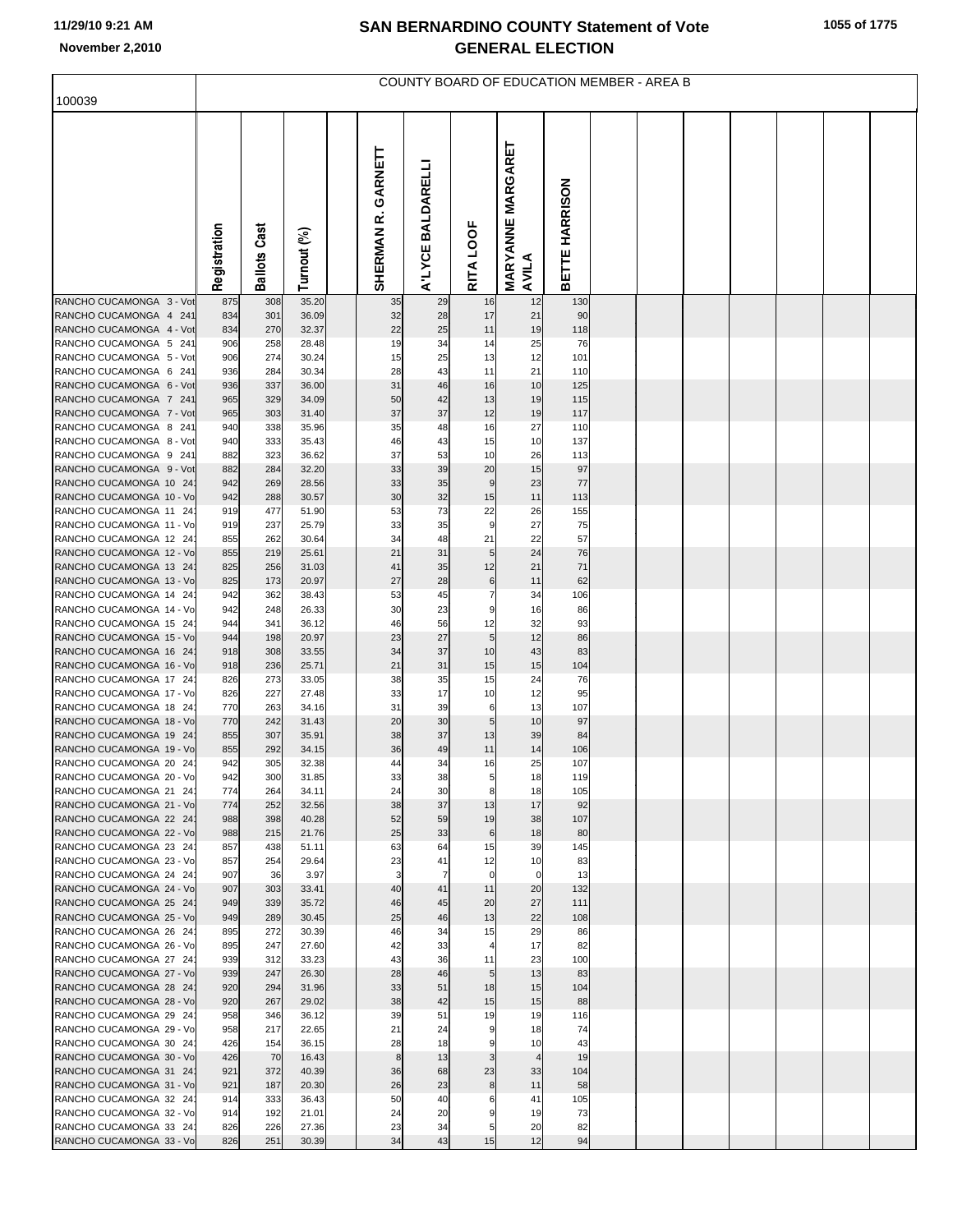# SAN BERNARDINO COUNTY Statement of Vote
## GENERAL ELECTION

11/29/10 9:21 AM
November 2,2010

100039

COUNTY BOARD OF EDUCATION MEMBER - AREA B

| | Registration | Ballots Cast | Turnout (%) | | SHERMAN R. GARNETT | A'LYCE BALDARELLI | RITA LOOF | MARYANNE MARGARET AVILA | BETTE HARRISON |
|---|---|---|---|---|---|---|---|---|---|
| RANCHO CUCAMONGA 3 - Vot | 875 | 308 | 35.20 | | 35 | 29 | 16 | 12 | 130 |
| RANCHO CUCAMONGA 4 241 | 834 | 301 | 36.09 | | 32 | 28 | 17 | 21 | 90 |
| RANCHO CUCAMONGA 4 - Vot | 834 | 270 | 32.37 | | 22 | 25 | 11 | 19 | 118 |
| RANCHO CUCAMONGA 5 241 | 906 | 258 | 28.48 | | 19 | 34 | 14 | 25 | 76 |
| RANCHO CUCAMONGA 5 - Vot | 906 | 274 | 30.24 | | 15 | 25 | 13 | 12 | 101 |
| RANCHO CUCAMONGA 6 241 | 936 | 284 | 30.34 | | 28 | 43 | 11 | 21 | 110 |
| RANCHO CUCAMONGA 6 - Vot | 936 | 337 | 36.00 | | 31 | 46 | 16 | 10 | 125 |
| RANCHO CUCAMONGA 7 241 | 965 | 329 | 34.09 | | 50 | 42 | 13 | 19 | 115 |
| RANCHO CUCAMONGA 7 - Vot | 965 | 303 | 31.40 | | 37 | 37 | 12 | 19 | 117 |
| RANCHO CUCAMONGA 8 241 | 940 | 338 | 35.96 | | 35 | 48 | 16 | 27 | 110 |
| RANCHO CUCAMONGA 8 - Vot | 940 | 333 | 35.43 | | 46 | 43 | 15 | 10 | 137 |
| RANCHO CUCAMONGA 9 241 | 882 | 323 | 36.62 | | 37 | 53 | 10 | 26 | 113 |
| RANCHO CUCAMONGA 9 - Vot | 882 | 284 | 32.20 | | 33 | 39 | 20 | 15 | 97 |
| RANCHO CUCAMONGA 10 241 | 942 | 269 | 28.56 | | 33 | 35 | 9 | 23 | 77 |
| RANCHO CUCAMONGA 10 - Vo | 942 | 288 | 30.57 | | 30 | 32 | 15 | 11 | 113 |
| RANCHO CUCAMONGA 11 241 | 919 | 477 | 51.90 | | 53 | 73 | 22 | 26 | 155 |
| RANCHO CUCAMONGA 11 - Vo | 919 | 237 | 25.79 | | 33 | 35 | 9 | 27 | 75 |
| RANCHO CUCAMONGA 12 241 | 855 | 262 | 30.64 | | 34 | 48 | 21 | 22 | 57 |
| RANCHO CUCAMONGA 12 - Vo | 855 | 219 | 25.61 | | 21 | 31 | 5 | 24 | 76 |
| RANCHO CUCAMONGA 13 241 | 825 | 256 | 31.03 | | 41 | 35 | 12 | 21 | 71 |
| RANCHO CUCAMONGA 13 - Vo | 825 | 173 | 20.97 | | 27 | 28 | 6 | 11 | 62 |
| RANCHO CUCAMONGA 14 241 | 942 | 362 | 38.43 | | 53 | 45 | 7 | 34 | 106 |
| RANCHO CUCAMONGA 14 - Vo | 942 | 248 | 26.33 | | 30 | 23 | 9 | 16 | 86 |
| RANCHO CUCAMONGA 15 241 | 944 | 341 | 36.12 | | 46 | 56 | 12 | 32 | 93 |
| RANCHO CUCAMONGA 15 - Vo | 944 | 198 | 20.97 | | 23 | 27 | 5 | 12 | 86 |
| RANCHO CUCAMONGA 16 241 | 918 | 308 | 33.55 | | 34 | 37 | 10 | 43 | 83 |
| RANCHO CUCAMONGA 16 - Vo | 918 | 236 | 25.71 | | 21 | 31 | 15 | 15 | 104 |
| RANCHO CUCAMONGA 17 241 | 826 | 273 | 33.05 | | 38 | 35 | 15 | 24 | 76 |
| RANCHO CUCAMONGA 17 - Vo | 826 | 227 | 27.48 | | 33 | 17 | 10 | 12 | 95 |
| RANCHO CUCAMONGA 18 241 | 770 | 263 | 34.16 | | 31 | 39 | 6 | 13 | 107 |
| RANCHO CUCAMONGA 18 - Vo | 770 | 242 | 31.43 | | 20 | 30 | 5 | 10 | 97 |
| RANCHO CUCAMONGA 19 241 | 855 | 307 | 35.91 | | 38 | 37 | 13 | 39 | 84 |
| RANCHO CUCAMONGA 19 - Vo | 855 | 292 | 34.15 | | 36 | 49 | 11 | 14 | 106 |
| RANCHO CUCAMONGA 20 241 | 942 | 305 | 32.38 | | 44 | 34 | 16 | 25 | 107 |
| RANCHO CUCAMONGA 20 - Vo | 942 | 300 | 31.85 | | 33 | 38 | 5 | 18 | 119 |
| RANCHO CUCAMONGA 21 241 | 774 | 264 | 34.11 | | 24 | 30 | 8 | 18 | 105 |
| RANCHO CUCAMONGA 21 - Vo | 774 | 252 | 32.56 | | 38 | 37 | 13 | 17 | 92 |
| RANCHO CUCAMONGA 22 241 | 988 | 398 | 40.28 | | 52 | 59 | 19 | 38 | 107 |
| RANCHO CUCAMONGA 22 - Vo | 988 | 215 | 21.76 | | 25 | 33 | 6 | 18 | 80 |
| RANCHO CUCAMONGA 23 241 | 857 | 438 | 51.11 | | 63 | 64 | 15 | 39 | 145 |
| RANCHO CUCAMONGA 23 - Vo | 857 | 254 | 29.64 | | 23 | 41 | 12 | 10 | 83 |
| RANCHO CUCAMONGA 24 241 | 907 | 36 | 3.97 | | 3 | 7 | 0 | 0 | 13 |
| RANCHO CUCAMONGA 24 - Vo | 907 | 303 | 33.41 | | 40 | 41 | 11 | 20 | 132 |
| RANCHO CUCAMONGA 25 241 | 949 | 339 | 35.72 | | 46 | 45 | 20 | 27 | 111 |
| RANCHO CUCAMONGA 25 - Vo | 949 | 289 | 30.45 | | 25 | 46 | 13 | 22 | 108 |
| RANCHO CUCAMONGA 26 241 | 895 | 272 | 30.39 | | 46 | 34 | 15 | 29 | 86 |
| RANCHO CUCAMONGA 26 - Vo | 895 | 247 | 27.60 | | 42 | 33 | 4 | 17 | 82 |
| RANCHO CUCAMONGA 27 241 | 939 | 312 | 33.23 | | 43 | 36 | 11 | 23 | 100 |
| RANCHO CUCAMONGA 27 - Vo | 939 | 247 | 26.30 | | 28 | 46 | 5 | 13 | 83 |
| RANCHO CUCAMONGA 28 241 | 920 | 294 | 31.96 | | 33 | 51 | 18 | 15 | 104 |
| RANCHO CUCAMONGA 28 - Vo | 920 | 267 | 29.02 | | 38 | 42 | 15 | 15 | 88 |
| RANCHO CUCAMONGA 29 241 | 958 | 346 | 36.12 | | 39 | 51 | 19 | 19 | 116 |
| RANCHO CUCAMONGA 29 - Vo | 958 | 217 | 22.65 | | 21 | 24 | 9 | 18 | 74 |
| RANCHO CUCAMONGA 30 241 | 426 | 154 | 36.15 | | 28 | 18 | 9 | 10 | 43 |
| RANCHO CUCAMONGA 30 - Vo | 426 | 70 | 16.43 | | 8 | 13 | 3 | 4 | 19 |
| RANCHO CUCAMONGA 31 241 | 921 | 372 | 40.39 | | 36 | 68 | 23 | 33 | 104 |
| RANCHO CUCAMONGA 31 - Vo | 921 | 187 | 20.30 | | 26 | 23 | 8 | 11 | 58 |
| RANCHO CUCAMONGA 32 241 | 914 | 333 | 36.43 | | 50 | 40 | 6 | 41 | 105 |
| RANCHO CUCAMONGA 32 - Vo | 914 | 192 | 21.01 | | 24 | 20 | 9 | 19 | 73 |
| RANCHO CUCAMONGA 33 241 | 826 | 226 | 27.36 | | 23 | 34 | 5 | 20 | 82 |
| RANCHO CUCAMONGA 33 - Vo | 826 | 251 | 30.39 | | 34 | 43 | 15 | 12 | 94 |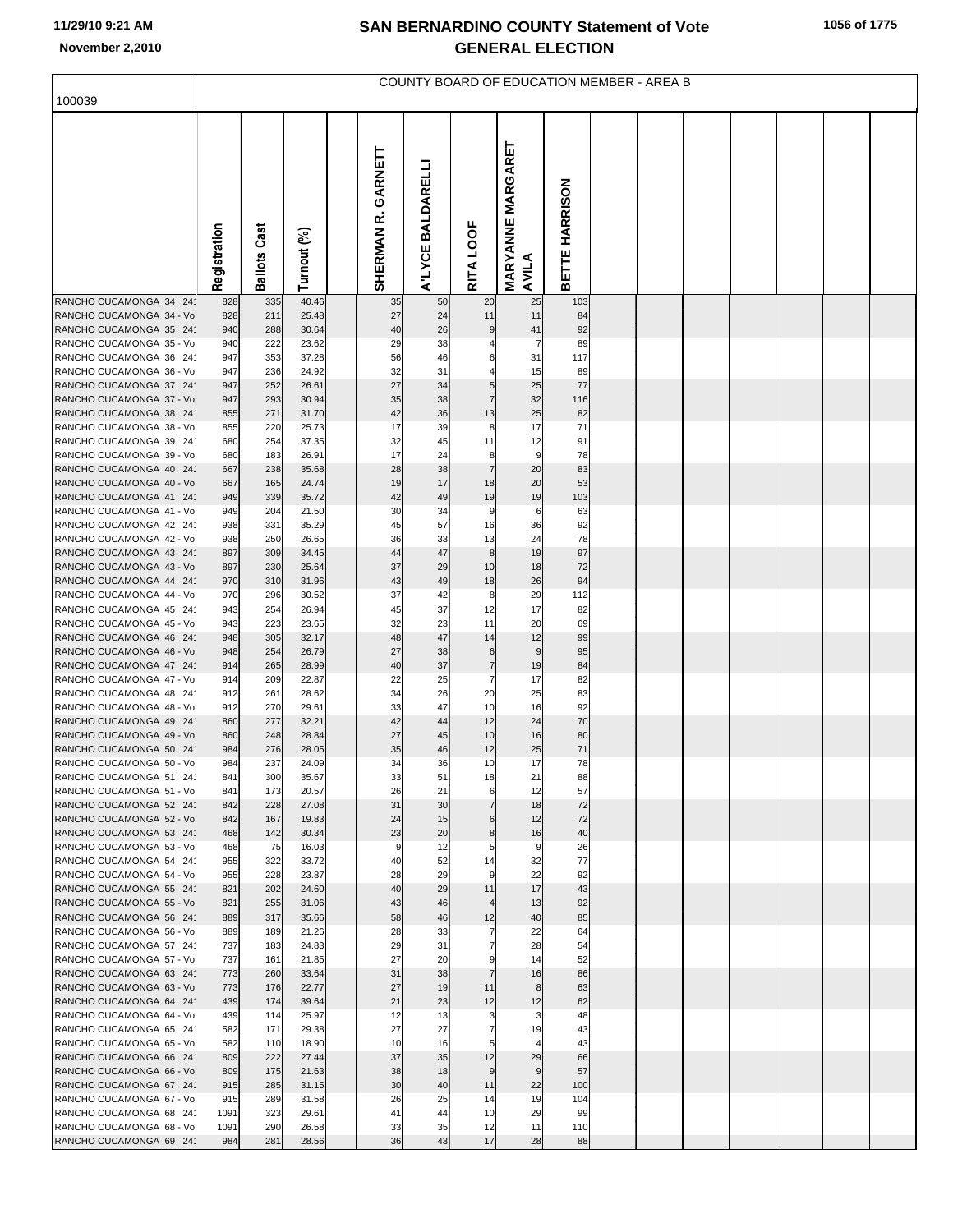# SAN BERNARDINO COUNTY Statement of Vote
## GENERAL ELECTION

11/29/10 9:21 AM
November 2,2010

COUNTY BOARD OF EDUCATION MEMBER - AREA B

100039

| | Registration | Ballots Cast | Turnout (%) | SHERMAN R. GARNETT | A'LYCE BALDARELLI | RITA LOOF | MARYANNE MARGARET AVILA | BETTE HARRISON |
|---|---|---|---|---|---|---|---|---|
| RANCHO CUCAMONGA 34 24 | 828 | 335 | 40.46 | 35 | 50 | 20 | 25 | 103 |
| RANCHO CUCAMONGA 34 - Vo | 828 | 211 | 25.48 | 27 | 24 | 11 | 11 | 84 |
| RANCHO CUCAMONGA 35 24 | 940 | 288 | 30.64 | 40 | 26 | 9 | 41 | 92 |
| RANCHO CUCAMONGA 35 - Vo | 940 | 222 | 23.62 | 29 | 38 | 4 | 7 | 89 |
| RANCHO CUCAMONGA 36 24 | 947 | 353 | 37.28 | 56 | 46 | 6 | 31 | 117 |
| RANCHO CUCAMONGA 36 - Vo | 947 | 236 | 24.92 | 32 | 31 | 4 | 15 | 89 |
| RANCHO CUCAMONGA 37 24 | 947 | 252 | 26.61 | 27 | 34 | 5 | 25 | 77 |
| RANCHO CUCAMONGA 37 - Vo | 947 | 293 | 30.94 | 35 | 38 | 7 | 32 | 116 |
| RANCHO CUCAMONGA 38 24 | 855 | 271 | 31.70 | 42 | 36 | 13 | 25 | 82 |
| RANCHO CUCAMONGA 38 - Vo | 855 | 220 | 25.73 | 17 | 39 | 8 | 17 | 71 |
| RANCHO CUCAMONGA 39 24 | 680 | 254 | 37.35 | 32 | 45 | 11 | 12 | 91 |
| RANCHO CUCAMONGA 39 - Vo | 680 | 183 | 26.91 | 17 | 24 | 8 | 9 | 78 |
| RANCHO CUCAMONGA 40 24 | 667 | 238 | 35.68 | 28 | 38 | 7 | 20 | 83 |
| RANCHO CUCAMONGA 40 - Vo | 667 | 165 | 24.74 | 19 | 17 | 18 | 20 | 53 |
| RANCHO CUCAMONGA 41 24 | 949 | 339 | 35.72 | 42 | 49 | 19 | 19 | 103 |
| RANCHO CUCAMONGA 41 - Vo | 949 | 204 | 21.50 | 30 | 34 | 9 | 6 | 63 |
| RANCHO CUCAMONGA 42 24 | 938 | 331 | 35.29 | 45 | 57 | 16 | 36 | 92 |
| RANCHO CUCAMONGA 42 - Vo | 938 | 250 | 26.65 | 36 | 33 | 13 | 24 | 78 |
| RANCHO CUCAMONGA 43 24 | 897 | 309 | 34.45 | 44 | 47 | 8 | 19 | 97 |
| RANCHO CUCAMONGA 43 - Vo | 897 | 230 | 25.64 | 37 | 29 | 10 | 18 | 72 |
| RANCHO CUCAMONGA 44 24 | 970 | 310 | 31.96 | 43 | 49 | 18 | 26 | 94 |
| RANCHO CUCAMONGA 44 - Vo | 970 | 296 | 30.52 | 37 | 42 | 8 | 29 | 112 |
| RANCHO CUCAMONGA 45 24 | 943 | 254 | 26.94 | 45 | 37 | 12 | 17 | 82 |
| RANCHO CUCAMONGA 45 - Vo | 943 | 223 | 23.65 | 32 | 23 | 11 | 20 | 69 |
| RANCHO CUCAMONGA 46 24 | 948 | 305 | 32.17 | 48 | 47 | 14 | 12 | 99 |
| RANCHO CUCAMONGA 46 - Vo | 948 | 254 | 26.79 | 27 | 38 | 6 | 9 | 95 |
| RANCHO CUCAMONGA 47 24 | 914 | 265 | 28.99 | 40 | 37 | 7 | 19 | 84 |
| RANCHO CUCAMONGA 47 - Vo | 914 | 209 | 22.87 | 22 | 25 | 7 | 17 | 82 |
| RANCHO CUCAMONGA 48 24 | 912 | 261 | 28.62 | 34 | 26 | 20 | 25 | 83 |
| RANCHO CUCAMONGA 48 - Vo | 912 | 270 | 29.61 | 33 | 47 | 10 | 16 | 92 |
| RANCHO CUCAMONGA 49 24 | 860 | 277 | 32.21 | 42 | 44 | 12 | 24 | 70 |
| RANCHO CUCAMONGA 49 - Vo | 860 | 248 | 28.84 | 27 | 45 | 10 | 16 | 80 |
| RANCHO CUCAMONGA 50 24 | 984 | 276 | 28.05 | 35 | 46 | 12 | 25 | 71 |
| RANCHO CUCAMONGA 50 - Vo | 984 | 237 | 24.09 | 34 | 36 | 10 | 17 | 78 |
| RANCHO CUCAMONGA 51 24 | 841 | 300 | 35.67 | 33 | 51 | 18 | 21 | 88 |
| RANCHO CUCAMONGA 51 - Vo | 841 | 173 | 20.57 | 26 | 21 | 6 | 12 | 57 |
| RANCHO CUCAMONGA 52 24 | 842 | 228 | 27.08 | 31 | 30 | 7 | 18 | 72 |
| RANCHO CUCAMONGA 52 - Vo | 842 | 167 | 19.83 | 24 | 15 | 6 | 12 | 72 |
| RANCHO CUCAMONGA 53 24 | 468 | 142 | 30.34 | 23 | 20 | 8 | 16 | 40 |
| RANCHO CUCAMONGA 53 - Vo | 468 | 75 | 16.03 | 9 | 12 | 5 | 9 | 26 |
| RANCHO CUCAMONGA 54 24 | 955 | 322 | 33.72 | 40 | 52 | 14 | 32 | 77 |
| RANCHO CUCAMONGA 54 - Vo | 955 | 228 | 23.87 | 28 | 29 | 9 | 22 | 92 |
| RANCHO CUCAMONGA 55 24 | 821 | 202 | 24.60 | 40 | 29 | 11 | 17 | 43 |
| RANCHO CUCAMONGA 55 - Vo | 821 | 255 | 31.06 | 43 | 46 | 4 | 13 | 92 |
| RANCHO CUCAMONGA 56 24 | 889 | 317 | 35.66 | 58 | 46 | 12 | 40 | 85 |
| RANCHO CUCAMONGA 56 - Vo | 889 | 189 | 21.26 | 28 | 33 | 7 | 22 | 64 |
| RANCHO CUCAMONGA 57 24 | 737 | 183 | 24.83 | 29 | 31 | 7 | 28 | 54 |
| RANCHO CUCAMONGA 57 - Vo | 737 | 161 | 21.85 | 27 | 20 | 9 | 14 | 52 |
| RANCHO CUCAMONGA 63 24 | 773 | 260 | 33.64 | 31 | 38 | 7 | 16 | 86 |
| RANCHO CUCAMONGA 63 - Vo | 773 | 176 | 22.77 | 27 | 19 | 11 | 8 | 63 |
| RANCHO CUCAMONGA 64 24 | 439 | 174 | 39.64 | 21 | 23 | 12 | 12 | 62 |
| RANCHO CUCAMONGA 64 - Vo | 439 | 114 | 25.97 | 12 | 13 | 3 | 3 | 48 |
| RANCHO CUCAMONGA 65 24 | 582 | 171 | 29.38 | 27 | 27 | 7 | 19 | 43 |
| RANCHO CUCAMONGA 65 - Vo | 582 | 110 | 18.90 | 10 | 16 | 5 | 4 | 43 |
| RANCHO CUCAMONGA 66 24 | 809 | 222 | 27.44 | 37 | 35 | 12 | 29 | 66 |
| RANCHO CUCAMONGA 66 - Vo | 809 | 175 | 21.63 | 38 | 18 | 9 | 9 | 57 |
| RANCHO CUCAMONGA 67 24 | 915 | 285 | 31.15 | 30 | 40 | 11 | 22 | 100 |
| RANCHO CUCAMONGA 67 - Vo | 915 | 289 | 31.58 | 26 | 25 | 14 | 19 | 104 |
| RANCHO CUCAMONGA 68 24 | 1091 | 323 | 29.61 | 41 | 44 | 10 | 29 | 99 |
| RANCHO CUCAMONGA 68 - Vo | 1091 | 290 | 26.58 | 33 | 35 | 12 | 11 | 110 |
| RANCHO CUCAMONGA 69 24 | 984 | 281 | 28.56 | 36 | 43 | 17 | 28 | 88 |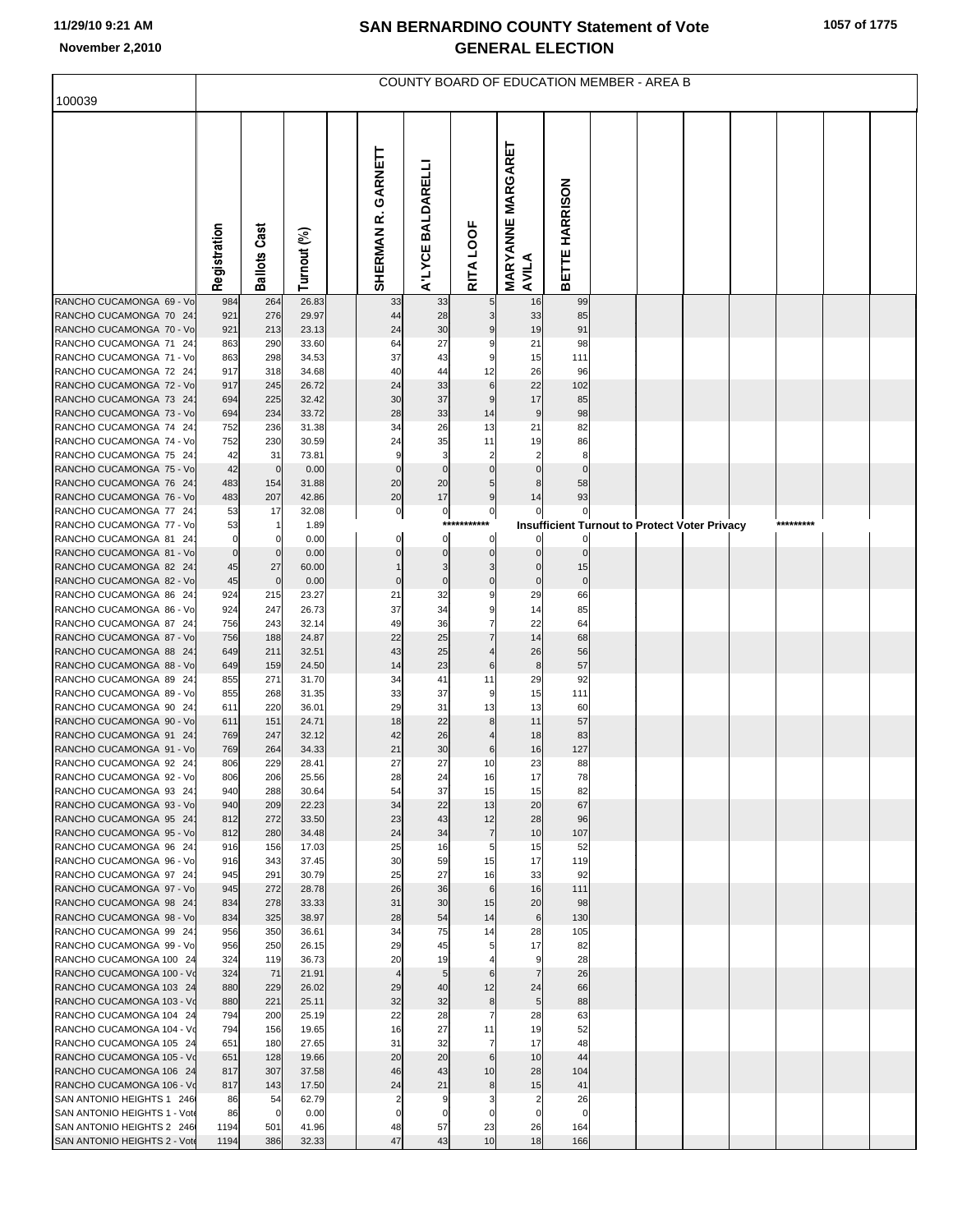# SAN BERNARDINO COUNTY Statement of Vote
## GENERAL ELECTION

11/29/10 9:21 AM
November 2,2010

100039

COUNTY BOARD OF EDUCATION MEMBER - AREA B

| | Registration | Ballots Cast | Turnout (%) | | SHERMAN R. GARNETT | A'LYCE BALDARELLI | RITA LOOF | MARYANNE MARGARET AVILA | BETTE HARRISON |
|---|---|---|---|---|---|---|---|---|---|
| RANCHO CUCAMONGA 69 - Vo | 984 | 264 | 26.83 | | 33 | 33 | 5 | 16 | 99 |
| RANCHO CUCAMONGA 70 24 | 921 | 276 | 29.97 | | 44 | 28 | 3 | 33 | 85 |
| RANCHO CUCAMONGA 70 - Vo | 921 | 213 | 23.13 | | 24 | 30 | 9 | 19 | 91 |
| RANCHO CUCAMONGA 71 24 | 863 | 290 | 33.60 | | 64 | 27 | 9 | 21 | 98 |
| RANCHO CUCAMONGA 71 - Vo | 863 | 298 | 34.53 | | 37 | 43 | 9 | 15 | 111 |
| RANCHO CUCAMONGA 72 24 | 917 | 318 | 34.68 | | 40 | 44 | 12 | 26 | 96 |
| RANCHO CUCAMONGA 72 - Vo | 917 | 245 | 26.72 | | 24 | 33 | 6 | 22 | 102 |
| RANCHO CUCAMONGA 73 24 | 694 | 225 | 32.42 | | 30 | 37 | 9 | 17 | 85 |
| RANCHO CUCAMONGA 73 - Vo | 694 | 234 | 33.72 | | 28 | 33 | 14 | 9 | 98 |
| RANCHO CUCAMONGA 74 24 | 752 | 236 | 31.38 | | 34 | 26 | 13 | 21 | 82 |
| RANCHO CUCAMONGA 74 - Vo | 752 | 230 | 30.59 | | 24 | 35 | 11 | 19 | 86 |
| RANCHO CUCAMONGA 75 24 | 42 | 31 | 73.81 | | 9 | 3 | 2 | 2 | 8 |
| RANCHO CUCAMONGA 75 - Vo | 42 | 0 | 0.00 | | 0 | 0 | 0 | 0 | 0 |
| RANCHO CUCAMONGA 76 24 | 483 | 154 | 31.88 | | 20 | 20 | 5 | 8 | 58 |
| RANCHO CUCAMONGA 76 - Vo | 483 | 207 | 42.86 | | 20 | 17 | 9 | 14 | 93 |
| RANCHO CUCAMONGA 77 24 | 53 | 17 | 32.08 | | 0 | 0 | 0 | 0 | 0 |
| RANCHO CUCAMONGA 77 - Vo | 53 | 1 | 1.89 | | | | *********** | Insufficient Turnout to Protect Voter Privacy | ********* |
| RANCHO CUCAMONGA 81 24 | 0 | 0 | 0.00 | | 0 | 0 | 0 | 0 | 0 |
| RANCHO CUCAMONGA 81 - Vo | 0 | 0 | 0.00 | | 0 | 0 | 0 | 0 | 0 |
| RANCHO CUCAMONGA 82 24 | 45 | 27 | 60.00 | | 1 | 3 | 3 | 0 | 15 |
| RANCHO CUCAMONGA 82 - Vo | 45 | 0 | 0.00 | | 0 | 0 | 0 | 0 | 0 |
| RANCHO CUCAMONGA 86 24 | 924 | 215 | 23.27 | | 21 | 32 | 9 | 29 | 66 |
| RANCHO CUCAMONGA 86 - Vo | 924 | 247 | 26.73 | | 37 | 34 | 9 | 14 | 85 |
| RANCHO CUCAMONGA 87 24 | 756 | 243 | 32.14 | | 49 | 36 | 7 | 22 | 64 |
| RANCHO CUCAMONGA 87 - Vo | 756 | 188 | 24.87 | | 22 | 25 | 7 | 14 | 68 |
| RANCHO CUCAMONGA 88 24 | 649 | 211 | 32.51 | | 43 | 25 | 4 | 26 | 56 |
| RANCHO CUCAMONGA 88 - Vo | 649 | 159 | 24.50 | | 14 | 23 | 6 | 8 | 57 |
| RANCHO CUCAMONGA 89 24 | 855 | 271 | 31.70 | | 34 | 41 | 11 | 29 | 92 |
| RANCHO CUCAMONGA 89 - Vo | 855 | 268 | 31.35 | | 33 | 37 | 9 | 15 | 111 |
| RANCHO CUCAMONGA 90 24 | 611 | 220 | 36.01 | | 29 | 31 | 13 | 13 | 60 |
| RANCHO CUCAMONGA 90 - Vo | 611 | 151 | 24.71 | | 18 | 22 | 8 | 11 | 57 |
| RANCHO CUCAMONGA 91 24 | 769 | 247 | 32.12 | | 42 | 26 | 4 | 18 | 83 |
| RANCHO CUCAMONGA 91 - Vo | 769 | 264 | 34.33 | | 21 | 30 | 6 | 16 | 127 |
| RANCHO CUCAMONGA 92 24 | 806 | 229 | 28.41 | | 27 | 27 | 10 | 23 | 88 |
| RANCHO CUCAMONGA 92 - Vo | 806 | 206 | 25.56 | | 28 | 24 | 16 | 17 | 78 |
| RANCHO CUCAMONGA 93 24 | 940 | 288 | 30.64 | | 54 | 37 | 15 | 15 | 82 |
| RANCHO CUCAMONGA 93 - Vo | 940 | 209 | 22.23 | | 34 | 22 | 13 | 20 | 67 |
| RANCHO CUCAMONGA 95 24 | 812 | 272 | 33.50 | | 23 | 43 | 12 | 28 | 96 |
| RANCHO CUCAMONGA 95 - Vo | 812 | 280 | 34.48 | | 24 | 34 | 7 | 10 | 107 |
| RANCHO CUCAMONGA 96 24 | 916 | 156 | 17.03 | | 25 | 16 | 5 | 15 | 52 |
| RANCHO CUCAMONGA 96 - Vo | 916 | 343 | 37.45 | | 30 | 59 | 15 | 17 | 119 |
| RANCHO CUCAMONGA 97 24 | 945 | 291 | 30.79 | | 25 | 27 | 16 | 33 | 92 |
| RANCHO CUCAMONGA 97 - Vo | 945 | 272 | 28.78 | | 26 | 36 | 6 | 16 | 111 |
| RANCHO CUCAMONGA 98 24 | 834 | 278 | 33.33 | | 31 | 30 | 15 | 20 | 98 |
| RANCHO CUCAMONGA 98 - Vo | 834 | 325 | 38.97 | | 28 | 54 | 14 | 6 | 130 |
| RANCHO CUCAMONGA 99 24 | 956 | 350 | 36.61 | | 34 | 75 | 14 | 28 | 105 |
| RANCHO CUCAMONGA 99 - Vo | 956 | 250 | 26.15 | | 29 | 45 | 5 | 17 | 82 |
| RANCHO CUCAMONGA 100 24 | 324 | 119 | 36.73 | | 20 | 19 | 4 | 9 | 28 |
| RANCHO CUCAMONGA 100 - Vo | 324 | 71 | 21.91 | | 4 | 5 | 6 | 7 | 26 |
| RANCHO CUCAMONGA 103 24 | 880 | 229 | 26.02 | | 29 | 40 | 12 | 24 | 66 |
| RANCHO CUCAMONGA 103 - Vo | 880 | 221 | 25.11 | | 32 | 32 | 8 | 5 | 88 |
| RANCHO CUCAMONGA 104 24 | 794 | 200 | 25.19 | | 22 | 28 | 7 | 28 | 63 |
| RANCHO CUCAMONGA 104 - Vo | 794 | 156 | 19.65 | | 16 | 27 | 11 | 19 | 52 |
| RANCHO CUCAMONGA 105 24 | 651 | 180 | 27.65 | | 31 | 32 | 7 | 17 | 48 |
| RANCHO CUCAMONGA 105 - Vo | 651 | 128 | 19.66 | | 20 | 20 | 6 | 10 | 44 |
| RANCHO CUCAMONGA 106 24 | 817 | 307 | 37.58 | | 46 | 43 | 10 | 28 | 104 |
| RANCHO CUCAMONGA 106 - Vo | 817 | 143 | 17.50 | | 24 | 21 | 8 | 15 | 41 |
| SAN ANTONIO HEIGHTS 1 246 | 86 | 54 | 62.79 | | 2 | 9 | 3 | 2 | 26 |
| SAN ANTONIO HEIGHTS 1 - Vote | 86 | 0 | 0.00 | | 0 | 0 | 0 | 0 | 0 |
| SAN ANTONIO HEIGHTS 2 246 | 1194 | 501 | 41.96 | | 48 | 57 | 23 | 26 | 164 |
| SAN ANTONIO HEIGHTS 2 - Vote | 1194 | 386 | 32.33 | | 47 | 43 | 10 | 18 | 166 |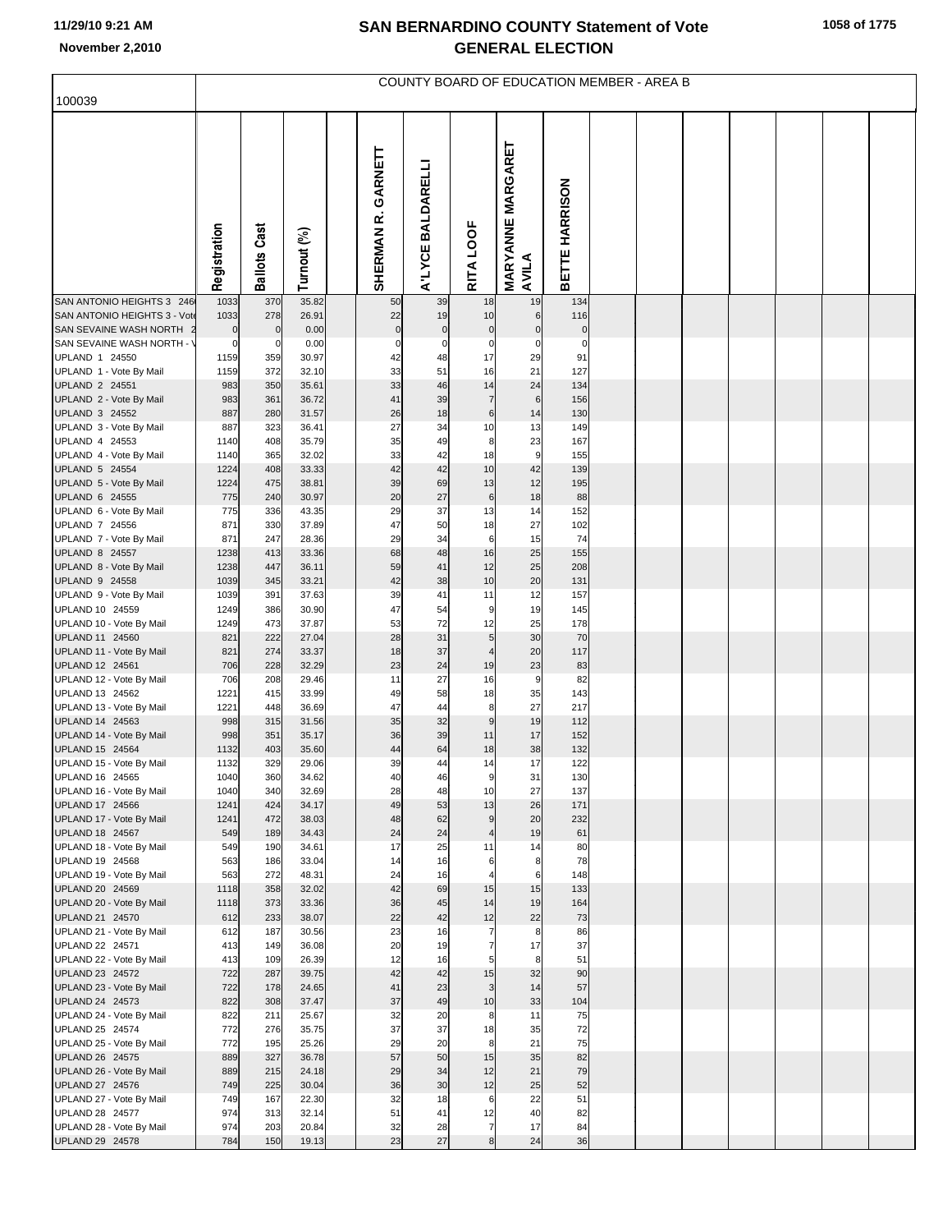# SAN BERNARDINO COUNTY Statement of Vote
## GENERAL ELECTION

11/29/10 9:21 AM
November 2,2010

100039

COUNTY BOARD OF EDUCATION MEMBER - AREA B

| | Registration | Ballots Cast | Turnout (%) | SHERMAN R. GARNETT | A'LYCE BALDARELLI | RITA LOOF | MARYANNE MARGARET AVILA | BETTE HARRISON |
|---|---|---|---|---|---|---|---|---|
| SAN ANTONIO HEIGHTS 3 246 | 1033 | 370 | 35.82 | 50 | 39 | 18 | 19 | 134 |
| SAN ANTONIO HEIGHTS 3 - Vote | 1033 | 278 | 26.91 | 22 | 19 | 10 | 6 | 116 |
| SAN SEVAINE WASH NORTH 2 | 0 | 0 | 0.00 | 0 | 0 | 0 | 0 | 0 |
| SAN SEVAINE WASH NORTH - V | 0 | 0 | 0.00 | 0 | 0 | 0 | 0 | 0 |
| UPLAND 1 24550 | 1159 | 359 | 30.97 | 42 | 48 | 17 | 29 | 91 |
| UPLAND 1 - Vote By Mail | 1159 | 372 | 32.10 | 33 | 51 | 16 | 21 | 127 |
| UPLAND 2 24551 | 983 | 350 | 35.61 | 33 | 46 | 14 | 24 | 134 |
| UPLAND 2 - Vote By Mail | 983 | 361 | 36.72 | 41 | 39 | 7 | 6 | 156 |
| UPLAND 3 24552 | 887 | 280 | 31.57 | 26 | 18 | 6 | 14 | 130 |
| UPLAND 3 - Vote By Mail | 887 | 323 | 36.41 | 27 | 34 | 10 | 13 | 149 |
| UPLAND 4 24553 | 1140 | 408 | 35.79 | 35 | 49 | 8 | 23 | 167 |
| UPLAND 4 - Vote By Mail | 1140 | 365 | 32.02 | 33 | 42 | 18 | 9 | 155 |
| UPLAND 5 24554 | 1224 | 408 | 33.33 | 42 | 42 | 10 | 42 | 139 |
| UPLAND 5 - Vote By Mail | 1224 | 475 | 38.81 | 39 | 69 | 13 | 12 | 195 |
| UPLAND 6 24555 | 775 | 240 | 30.97 | 20 | 27 | 6 | 18 | 88 |
| UPLAND 6 - Vote By Mail | 775 | 336 | 43.35 | 29 | 37 | 13 | 14 | 152 |
| UPLAND 7 24556 | 871 | 330 | 37.89 | 47 | 50 | 18 | 27 | 102 |
| UPLAND 7 - Vote By Mail | 871 | 247 | 28.36 | 29 | 34 | 6 | 15 | 74 |
| UPLAND 8 24557 | 1238 | 413 | 33.36 | 68 | 48 | 16 | 25 | 155 |
| UPLAND 8 - Vote By Mail | 1238 | 447 | 36.11 | 59 | 41 | 12 | 25 | 208 |
| UPLAND 9 24558 | 1039 | 345 | 33.21 | 42 | 38 | 10 | 20 | 131 |
| UPLAND 9 - Vote By Mail | 1039 | 391 | 37.63 | 39 | 41 | 11 | 12 | 157 |
| UPLAND 10 24559 | 1249 | 386 | 30.90 | 47 | 54 | 9 | 19 | 145 |
| UPLAND 10 - Vote By Mail | 1249 | 473 | 37.87 | 53 | 72 | 12 | 25 | 178 |
| UPLAND 11 24560 | 821 | 222 | 27.04 | 28 | 31 | 5 | 30 | 70 |
| UPLAND 11 - Vote By Mail | 821 | 274 | 33.37 | 18 | 37 | 4 | 20 | 117 |
| UPLAND 12 24561 | 706 | 228 | 32.29 | 23 | 24 | 19 | 23 | 83 |
| UPLAND 12 - Vote By Mail | 706 | 208 | 29.46 | 11 | 27 | 16 | 9 | 82 |
| UPLAND 13 24562 | 1221 | 415 | 33.99 | 49 | 58 | 18 | 35 | 143 |
| UPLAND 13 - Vote By Mail | 1221 | 448 | 36.69 | 47 | 44 | 8 | 27 | 217 |
| UPLAND 14 24563 | 998 | 315 | 31.56 | 35 | 32 | 9 | 19 | 112 |
| UPLAND 14 - Vote By Mail | 998 | 351 | 35.17 | 36 | 39 | 11 | 17 | 152 |
| UPLAND 15 24564 | 1132 | 403 | 35.60 | 44 | 64 | 18 | 38 | 132 |
| UPLAND 15 - Vote By Mail | 1132 | 329 | 29.06 | 39 | 44 | 14 | 17 | 122 |
| UPLAND 16 24565 | 1040 | 360 | 34.62 | 40 | 46 | 9 | 31 | 130 |
| UPLAND 16 - Vote By Mail | 1040 | 340 | 32.69 | 28 | 48 | 10 | 27 | 137 |
| UPLAND 17 24566 | 1241 | 424 | 34.17 | 49 | 53 | 13 | 26 | 171 |
| UPLAND 17 - Vote By Mail | 1241 | 472 | 38.03 | 48 | 62 | 9 | 20 | 232 |
| UPLAND 18 24567 | 549 | 189 | 34.43 | 24 | 24 | 4 | 19 | 61 |
| UPLAND 18 - Vote By Mail | 549 | 190 | 34.61 | 17 | 25 | 11 | 14 | 80 |
| UPLAND 19 24568 | 563 | 186 | 33.04 | 14 | 16 | 6 | 8 | 78 |
| UPLAND 19 - Vote By Mail | 563 | 272 | 48.31 | 24 | 16 | 4 | 6 | 148 |
| UPLAND 20 24569 | 1118 | 358 | 32.02 | 42 | 69 | 15 | 15 | 133 |
| UPLAND 20 - Vote By Mail | 1118 | 373 | 33.36 | 36 | 45 | 14 | 19 | 164 |
| UPLAND 21 24570 | 612 | 233 | 38.07 | 22 | 42 | 12 | 22 | 73 |
| UPLAND 21 - Vote By Mail | 612 | 187 | 30.56 | 23 | 16 | 7 | 8 | 86 |
| UPLAND 22 24571 | 413 | 149 | 36.08 | 20 | 19 | 7 | 17 | 37 |
| UPLAND 22 - Vote By Mail | 413 | 109 | 26.39 | 12 | 16 | 5 | 8 | 51 |
| UPLAND 23 24572 | 722 | 287 | 39.75 | 42 | 42 | 15 | 32 | 90 |
| UPLAND 23 - Vote By Mail | 722 | 178 | 24.65 | 41 | 23 | 3 | 14 | 57 |
| UPLAND 24 24573 | 822 | 308 | 37.47 | 37 | 49 | 10 | 33 | 104 |
| UPLAND 24 - Vote By Mail | 822 | 211 | 25.67 | 32 | 20 | 8 | 11 | 75 |
| UPLAND 25 24574 | 772 | 276 | 35.75 | 37 | 37 | 18 | 35 | 72 |
| UPLAND 25 - Vote By Mail | 772 | 195 | 25.26 | 29 | 20 | 8 | 21 | 75 |
| UPLAND 26 24575 | 889 | 327 | 36.78 | 57 | 50 | 15 | 35 | 82 |
| UPLAND 26 - Vote By Mail | 889 | 215 | 24.18 | 29 | 34 | 12 | 21 | 79 |
| UPLAND 27 24576 | 749 | 225 | 30.04 | 36 | 30 | 12 | 25 | 52 |
| UPLAND 27 - Vote By Mail | 749 | 167 | 22.30 | 32 | 18 | 6 | 22 | 51 |
| UPLAND 28 24577 | 974 | 313 | 32.14 | 51 | 41 | 12 | 40 | 82 |
| UPLAND 28 - Vote By Mail | 974 | 203 | 20.84 | 32 | 28 | 7 | 17 | 84 |
| UPLAND 29 24578 | 784 | 150 | 19.13 | 23 | 27 | 8 | 24 | 36 |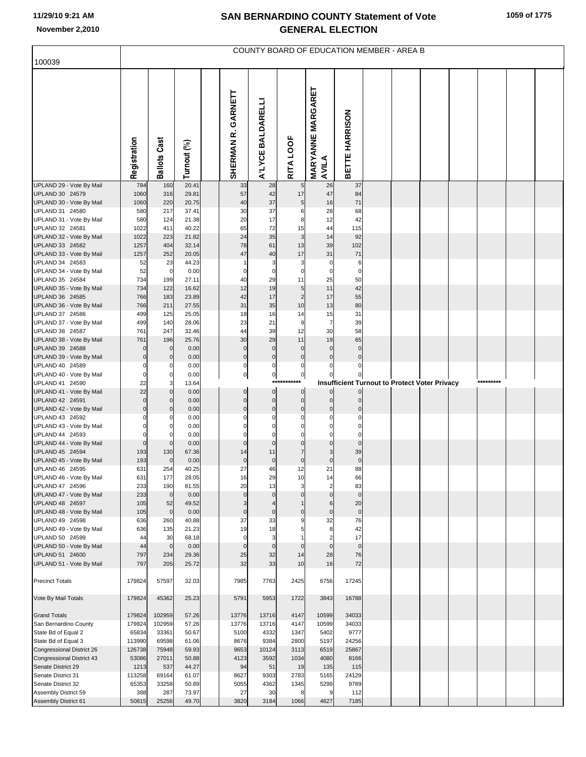# SAN BERNARDINO COUNTY Statement of Vote
## GENERAL ELECTION

November 2,2010

COUNTY BOARD OF EDUCATION MEMBER - AREA B

100039

| | Registration | Ballots Cast | Turnout (%) | | SHERMAN R. GARNETT | A'LYCE BALDARELLI | RITA LOOF | MARYANNE MARGARET AVILA | BETTE HARRISON |
|---|---|---|---|---|---|---|---|---|---|
| UPLAND 29 - Vote By Mail | 784 | 160 | 20.41 | | 33 | 28 | 5 | 26 | 37 |
| UPLAND 30 24579 | 1060 | 316 | 29.81 | | 57 | 42 | 17 | 47 | 84 |
| UPLAND 30 - Vote By Mail | 1060 | 220 | 20.75 | | 40 | 37 | 5 | 16 | 71 |
| UPLAND 31 24580 | 580 | 217 | 37.41 | | 30 | 37 | 6 | 28 | 68 |
| UPLAND 31 - Vote By Mail | 580 | 124 | 21.38 | | 20 | 17 | 8 | 12 | 42 |
| UPLAND 32 24581 | 1022 | 411 | 40.22 | | 65 | 72 | 15 | 44 | 115 |
| UPLAND 32 - Vote By Mail | 1022 | 223 | 21.82 | | 24 | 35 | 3 | 14 | 92 |
| UPLAND 33 24582 | 1257 | 404 | 32.14 | | 78 | 61 | 13 | 39 | 102 |
| UPLAND 33 - Vote By Mail | 1257 | 252 | 20.05 | | 47 | 40 | 17 | 31 | 71 |
| UPLAND 34 24583 | 52 | 23 | 44.23 | | 1 | 3 | 3 | 0 | 6 |
| UPLAND 34 - Vote By Mail | 52 | 0 | 0.00 | | 0 | 0 | 0 | 0 | 0 |
| UPLAND 35 24584 | 734 | 199 | 27.11 | | 40 | 29 | 11 | 25 | 50 |
| UPLAND 35 - Vote By Mail | 734 | 122 | 16.62 | | 12 | 19 | 5 | 11 | 42 |
| UPLAND 36 24585 | 766 | 183 | 23.89 | | 42 | 17 | 2 | 17 | 55 |
| UPLAND 36 - Vote By Mail | 766 | 211 | 27.55 | | 31 | 35 | 10 | 13 | 80 |
| UPLAND 37 24586 | 499 | 125 | 25.05 | | 18 | 16 | 14 | 15 | 31 |
| UPLAND 37 - Vote By Mail | 499 | 140 | 28.06 | | 23 | 21 | 9 | 7 | 39 |
| UPLAND 38 24587 | 761 | 247 | 32.46 | | 44 | 39 | 12 | 30 | 58 |
| UPLAND 38 - Vote By Mail | 761 | 196 | 25.76 | | 30 | 29 | 11 | 19 | 65 |
| UPLAND 39 24588 | 0 | 0 | 0.00 | | 0 | 0 | 0 | 0 | 0 |
| UPLAND 39 - Vote By Mail | 0 | 0 | 0.00 | | 0 | 0 | 0 | 0 | 0 |
| UPLAND 40 24589 | 0 | 0 | 0.00 | | 0 | 0 | 0 | 0 | 0 |
| UPLAND 40 - Vote By Mail | 0 | 0 | 0.00 | | 0 | 0 | 0 | 0 | 0 |
| UPLAND 41 24590 | 22 | 3 | 13.64 | | | *********** | Insufficient Turnout to Protect Voter Privacy | | ********* |
| UPLAND 41 - Vote By Mail | 22 | 0 | 0.00 | | 0 | 0 | 0 | 0 | 0 |
| UPLAND 42 24591 | 0 | 0 | 0.00 | | 0 | 0 | 0 | 0 | 0 |
| UPLAND 42 - Vote By Mail | 0 | 0 | 0.00 | | 0 | 0 | 0 | 0 | 0 |
| UPLAND 43 24592 | 0 | 0 | 0.00 | | 0 | 0 | 0 | 0 | 0 |
| UPLAND 43 - Vote By Mail | 0 | 0 | 0.00 | | 0 | 0 | 0 | 0 | 0 |
| UPLAND 44 24593 | 0 | 0 | 0.00 | | 0 | 0 | 0 | 0 | 0 |
| UPLAND 44 - Vote By Mail | 0 | 0 | 0.00 | | 0 | 0 | 0 | 0 | 0 |
| UPLAND 45 24594 | 193 | 130 | 67.36 | | 14 | 11 | 7 | 3 | 39 |
| UPLAND 45 - Vote By Mail | 193 | 0 | 0.00 | | 0 | 0 | 0 | 0 | 0 |
| UPLAND 46 24595 | 631 | 254 | 40.25 | | 27 | 46 | 12 | 21 | 88 |
| UPLAND 46 - Vote By Mail | 631 | 177 | 28.05 | | 16 | 29 | 10 | 14 | 66 |
| UPLAND 47 24596 | 233 | 190 | 81.55 | | 20 | 13 | 3 | 2 | 83 |
| UPLAND 47 - Vote By Mail | 233 | 0 | 0.00 | | 0 | 0 | 0 | 0 | 0 |
| UPLAND 48 24597 | 105 | 52 | 49.52 | | 3 | 4 | 1 | 6 | 20 |
| UPLAND 48 - Vote By Mail | 105 | 0 | 0.00 | | 0 | 0 | 0 | 0 | 0 |
| UPLAND 49 24598 | 636 | 260 | 40.88 | | 37 | 33 | 9 | 32 | 76 |
| UPLAND 49 - Vote By Mail | 636 | 135 | 21.23 | | 19 | 18 | 5 | 8 | 42 |
| UPLAND 50 24599 | 44 | 30 | 68.18 | | 0 | 3 | 1 | 2 | 17 |
| UPLAND 50 - Vote By Mail | 44 | 0 | 0.00 | | 0 | 0 | 0 | 0 | 0 |
| UPLAND 51 24600 | 797 | 234 | 29.36 | | 25 | 32 | 14 | 28 | 76 |
| UPLAND 51 - Vote By Mail | 797 | 205 | 25.72 | | 32 | 33 | 10 | 16 | 72 |
| Precinct Totals | 179824 | 57597 | 32.03 | | 7985 | 7763 | 2425 | 6756 | 17245 |
| Vote By Mail Totals | 179824 | 45362 | 25.23 | | 5791 | 5953 | 1722 | 3843 | 16788 |
| Grand Totals | 179824 | 102959 | 57.26 | | 13776 | 13716 | 4147 | 10599 | 34033 |
| San Bernardino County | 179824 | 102959 | 57.26 | | 13776 | 13716 | 4147 | 10599 | 34033 |
| State Bd of Equal 2 | 65834 | 33361 | 50.67 | | 5100 | 4332 | 1347 | 5402 | 9777 |
| State Bd of Equal 3 | 113990 | 69598 | 61.06 | | 8676 | 9384 | 2800 | 5197 | 24256 |
| Congressional District 26 | 126738 | 75948 | 59.93 | | 9653 | 10124 | 3113 | 6519 | 25867 |
| Congressional District 43 | 53086 | 27011 | 50.88 | | 4123 | 3592 | 1034 | 4080 | 8166 |
| Senate District 29 | 1213 | 537 | 44.27 | | 94 | 51 | 19 | 135 | 115 |
| Senate District 31 | 113258 | 69164 | 61.07 | | 8627 | 9303 | 2783 | 5165 | 24129 |
| Senate District 32 | 65353 | 33258 | 50.89 | | 5055 | 4362 | 1345 | 5299 | 9789 |
| Assembly District 59 | 388 | 287 | 73.97 | | 27 | 30 | 8 | 9 | 112 |
| Assembly District 61 | 50815 | 25256 | 49.70 | | 3820 | 3184 | 1066 | 4627 | 7185 |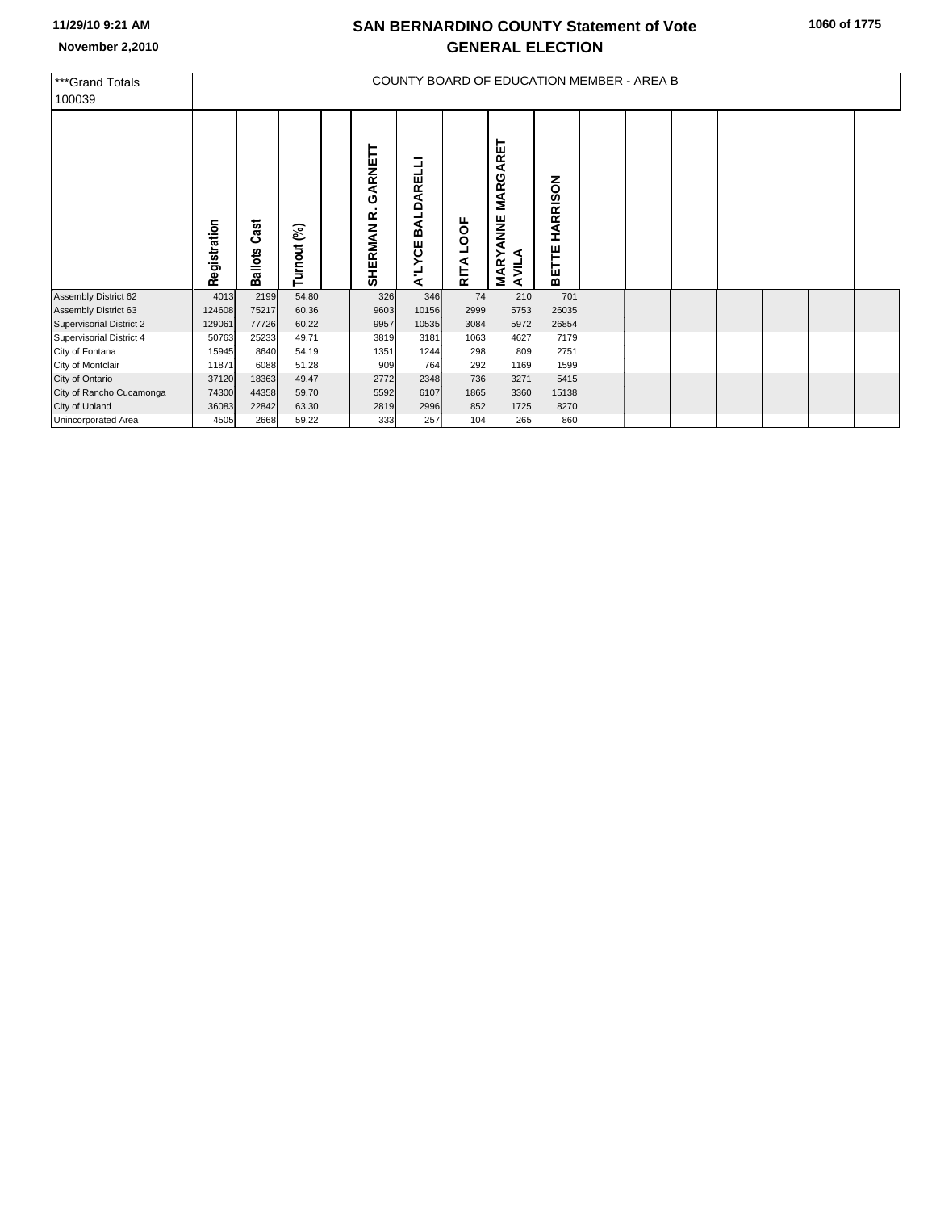# SAN BERNARDINO COUNTY Statement of Vote

## GENERAL ELECTION

11/29/10 9:21 AM

November 2,2010

***Grand Totals
100039

### COUNTY BOARD OF EDUCATION MEMBER - AREA B

| | Registration | Ballots Cast | Turnout (%) | | SHERMAN R. GARNETT | A'LYCE BALDARELLI | RITA LOOF | MARYANNE MARGARET AVILA | BETTE HARRISON |
|---|---|---|---|---|---|---|---|---|---|
| Assembly District 62 | 4013 | 2199 | 54.80 | | 326 | 346 | 74 | 210 | 701 |
| Assembly District 63 | 124608 | 75217 | 60.36 | | 9603 | 10156 | 2999 | 5753 | 26035 |
| Supervisorial District 2 | 129061 | 77726 | 60.22 | | 9957 | 10535 | 3084 | 5972 | 26854 |
| Supervisorial District 4 | 50763 | 25233 | 49.71 | | 3819 | 3181 | 1063 | 4627 | 7179 |
| City of Fontana | 15945 | 8640 | 54.19 | | 1351 | 1244 | 298 | 809 | 2751 |
| City of Montclair | 11871 | 6088 | 51.28 | | 909 | 764 | 292 | 1169 | 1599 |
| City of Ontario | 37120 | 18363 | 49.47 | | 2772 | 2348 | 736 | 3271 | 5415 |
| City of Rancho Cucamonga | 74300 | 44358 | 59.70 | | 5592 | 6107 | 1865 | 3360 | 15138 |
| City of Upland | 36083 | 22842 | 63.30 | | 2819 | 2996 | 852 | 1725 | 8270 |
| Unincorporated Area | 4505 | 2668 | 59.22 | | 333 | 257 | 104 | 265 | 860 |